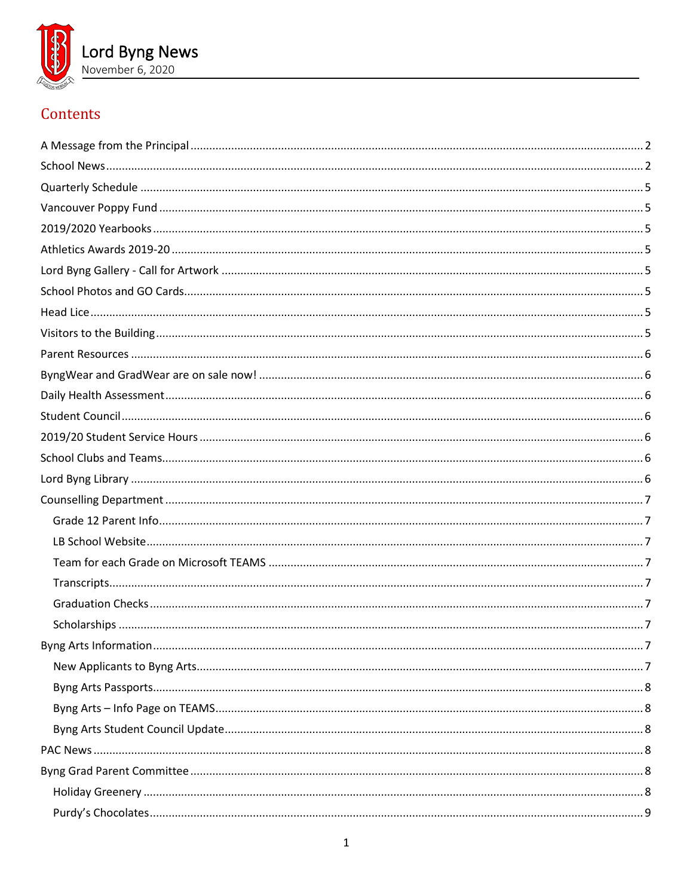# Lord Byng News

November 6, 2020

## Contents

A Message from the Principal .......... 2
School News .......... 2
Quarterly Schedule .......... 5
Vancouver Poppy Fund .......... 5
2019/2020 Yearbooks .......... 5
Athletics Awards 2019-20 .......... 5
Lord Byng Gallery - Call for Artwork .......... 5
School Photos and GO Cards .......... 5
Head Lice .......... 5
Visitors to the Building .......... 5
Parent Resources .......... 6
ByngWear and GradWear are on sale now! .......... 6
Daily Health Assessment .......... 6
Student Council .......... 6
2019/20 Student Service Hours .......... 6
School Clubs and Teams .......... 6
Lord Byng Library .......... 6
Counselling Department .......... 7
- Grade 12 Parent Info .......... 7
- LB School Website .......... 7
- Team for each Grade on Microsoft TEAMS .......... 7
- Transcripts .......... 7
- Graduation Checks .......... 7
- Scholarships .......... 7

Byng Arts Information .......... 7
- New Applicants to Byng Arts .......... 7
- Byng Arts Passports .......... 8
- Byng Arts – Info Page on TEAMS .......... 8
- Byng Arts Student Council Update .......... 8

PAC News .......... 8
Byng Grad Parent Committee .......... 8
- Holiday Greenery .......... 8
- Purdy's Chocolates .......... 9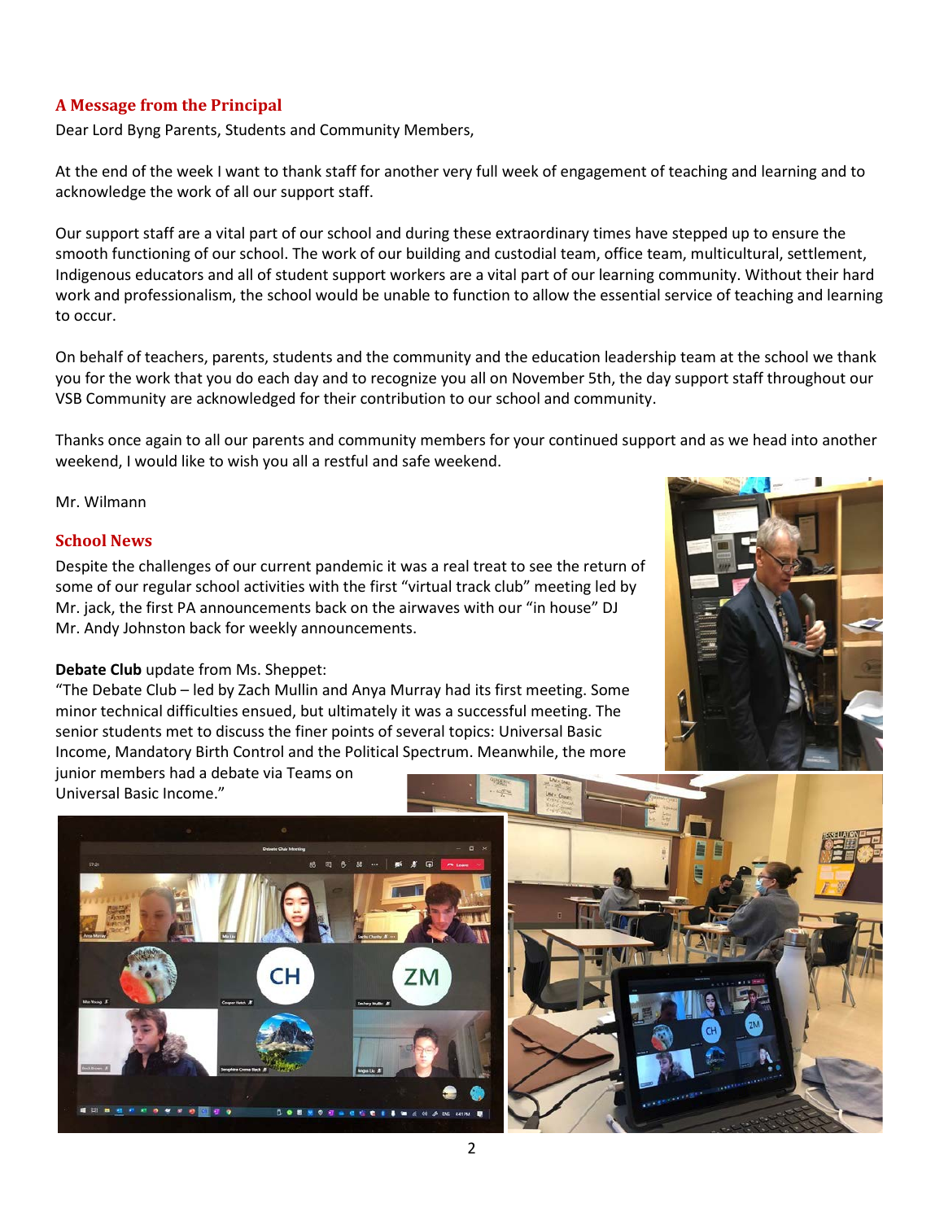## A Message from the Principal

Dear Lord Byng Parents, Students and Community Members,

At the end of the week I want to thank staff for another very full week of engagement of teaching and learning and to acknowledge the work of all our support staff.

Our support staff are a vital part of our school and during these extraordinary times have stepped up to ensure the smooth functioning of our school. The work of our building and custodial team, office team, multicultural, settlement, Indigenous educators and all of student support workers are a vital part of our learning community. Without their hard work and professionalism, the school would be unable to function to allow the essential service of teaching and learning to occur.

On behalf of teachers, parents, students and the community and the education leadership team at the school we thank you for the work that you do each day and to recognize you all on November 5th, the day support staff throughout our VSB Community are acknowledged for their contribution to our school and community.

Thanks once again to all our parents and community members for your continued support and as we head into another weekend, I would like to wish you all a restful and safe weekend.

Mr. Wilmann

## School News

Despite the challenges of our current pandemic it was a real treat to see the return of some of our regular school activities with the first "virtual track club" meeting led by Mr. jack, the first PA announcements back on the airwaves with our "in house" DJ Mr. Andy Johnston back for weekly announcements.

**Debate Club** update from Ms. Sheppet:

"The Debate Club – led by Zach Mullin and Anya Murray had its first meeting. Some minor technical difficulties ensued, but ultimately it was a successful meeting. The senior students met to discuss the finer points of several topics: Universal Basic Income, Mandatory Birth Control and the Political Spectrum. Meanwhile, the more junior members had a debate via Teams on Universal Basic Income."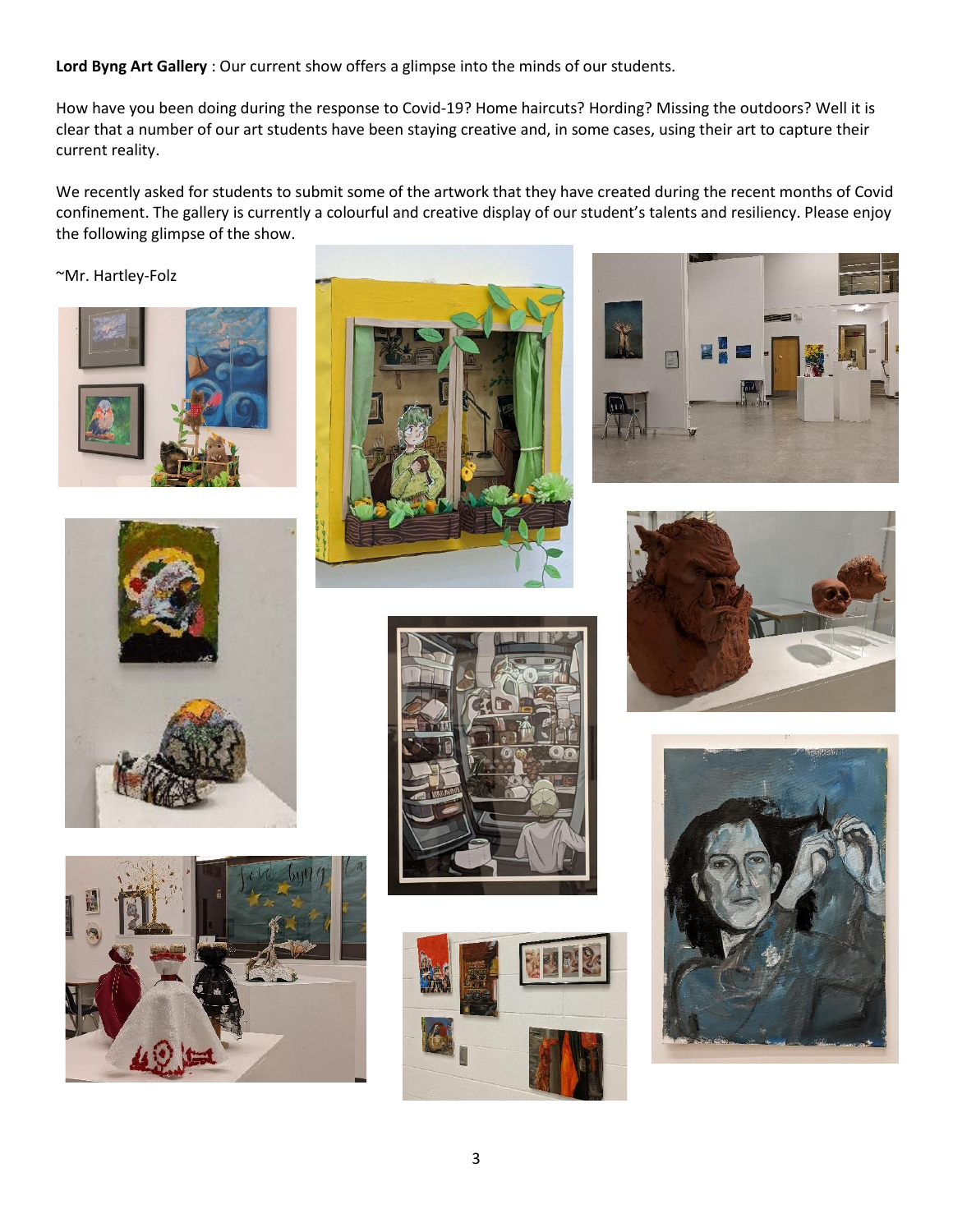**Lord Byng Art Gallery** : Our current show offers a glimpse into the minds of our students.

How have you been doing during the response to Covid-19? Home haircuts? Hording? Missing the outdoors? Well it is clear that a number of our art students have been staying creative and, in some cases, using their art to capture their current reality.

We recently asked for students to submit some of the artwork that they have created during the recent months of Covid confinement. The gallery is currently a colourful and creative display of our student's talents and resiliency. Please enjoy the following glimpse of the show.

~Mr. Hartley-Folz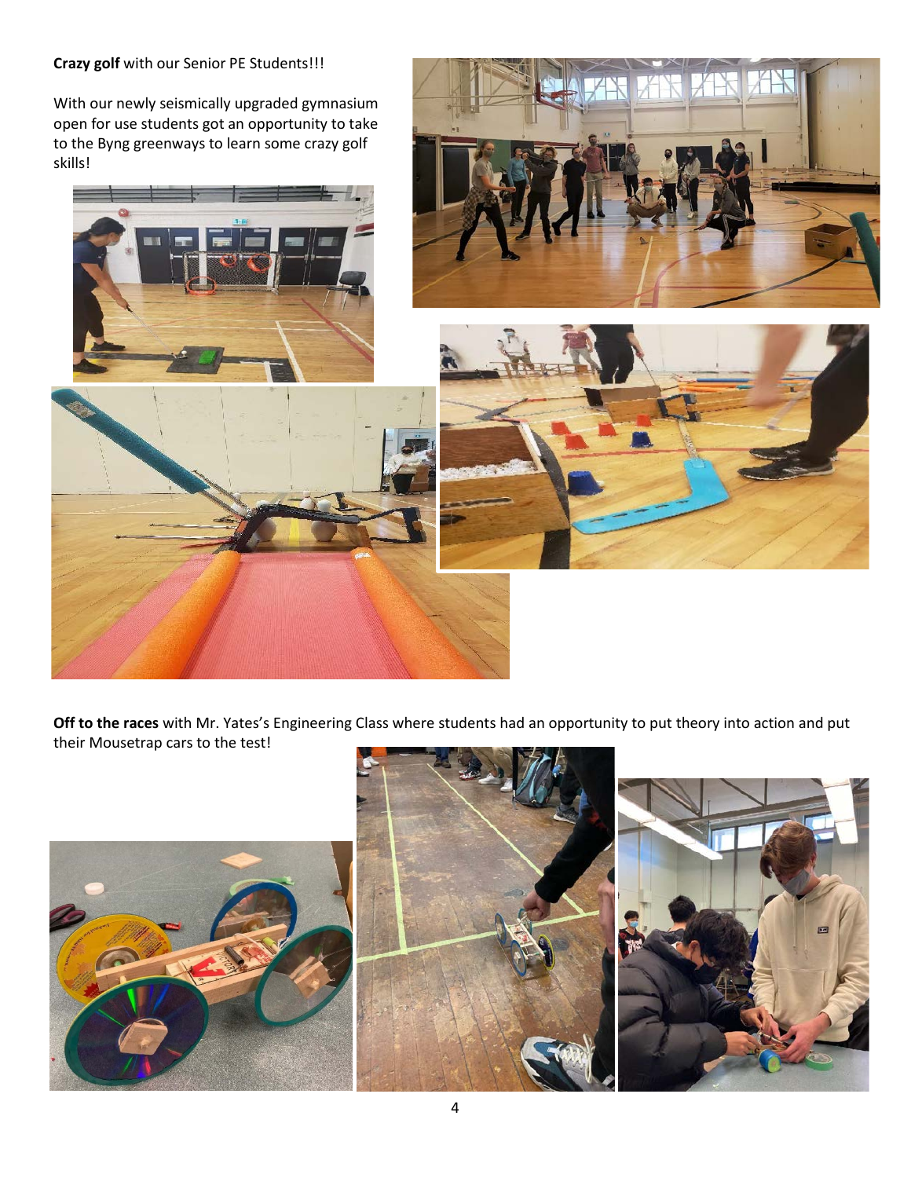**Crazy golf** with our Senior PE Students!!!

With our newly seismically upgraded gymnasium open for use students got an opportunity to take to the Byng greenways to learn some crazy golf skills!

**Off to the races** with Mr. Yates's Engineering Class where students had an opportunity to put theory into action and put their Mousetrap cars to the test!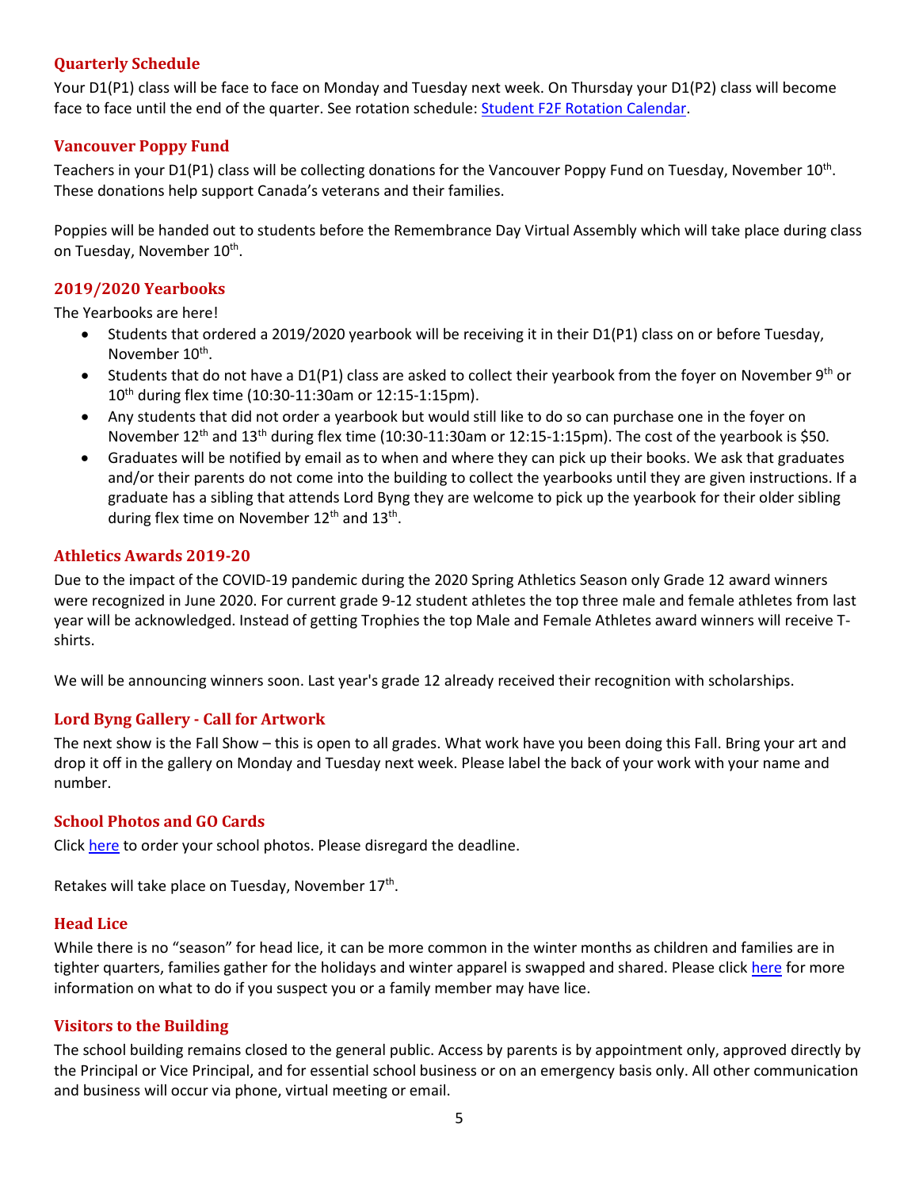## Quarterly Schedule

Your D1(P1) class will be face to face on Monday and Tuesday next week. On Thursday your D1(P2) class will become face to face until the end of the quarter. See rotation schedule: [Student F2F Rotation Calendar](Student F2F Rotation Calendar).

## Vancouver Poppy Fund

Teachers in your D1(P1) class will be collecting donations for the Vancouver Poppy Fund on Tuesday, November 10th. These donations help support Canada's veterans and their families.

Poppies will be handed out to students before the Remembrance Day Virtual Assembly which will take place during class on Tuesday, November 10th.

## 2019/2020 Yearbooks

The Yearbooks are here!

- Students that ordered a 2019/2020 yearbook will be receiving it in their D1(P1) class on or before Tuesday, November 10th.
- Students that do not have a D1(P1) class are asked to collect their yearbook from the foyer on November 9th or 10th during flex time (10:30-11:30am or 12:15-1:15pm).
- Any students that did not order a yearbook but would still like to do so can purchase one in the foyer on November 12th and 13th during flex time (10:30-11:30am or 12:15-1:15pm). The cost of the yearbook is $50.
- Graduates will be notified by email as to when and where they can pick up their books. We ask that graduates and/or their parents do not come into the building to collect the yearbooks until they are given instructions. If a graduate has a sibling that attends Lord Byng they are welcome to pick up the yearbook for their older sibling during flex time on November 12th and 13th.

## Athletics Awards 2019-20

Due to the impact of the COVID-19 pandemic during the 2020 Spring Athletics Season only Grade 12 award winners were recognized in June 2020. For current grade 9-12 student athletes the top three male and female athletes from last year will be acknowledged. Instead of getting Trophies the top Male and Female Athletes award winners will receive T-shirts.

We will be announcing winners soon. Last year's grade 12 already received their recognition with scholarships.

## Lord Byng Gallery - Call for Artwork

The next show is the Fall Show – this is open to all grades. What work have you been doing this Fall. Bring your art and drop it off in the gallery on Monday and Tuesday next week. Please label the back of your work with your name and number.

## School Photos and GO Cards

Click here to order your school photos. Please disregard the deadline.

Retakes will take place on Tuesday, November 17th.

## Head Lice

While there is no "season" for head lice, it can be more common in the winter months as children and families are in tighter quarters, families gather for the holidays and winter apparel is swapped and shared. Please click here for more information on what to do if you suspect you or a family member may have lice.

## Visitors to the Building

The school building remains closed to the general public. Access by parents is by appointment only, approved directly by the Principal or Vice Principal, and for essential school business or on an emergency basis only. All other communication and business will occur via phone, virtual meeting or email.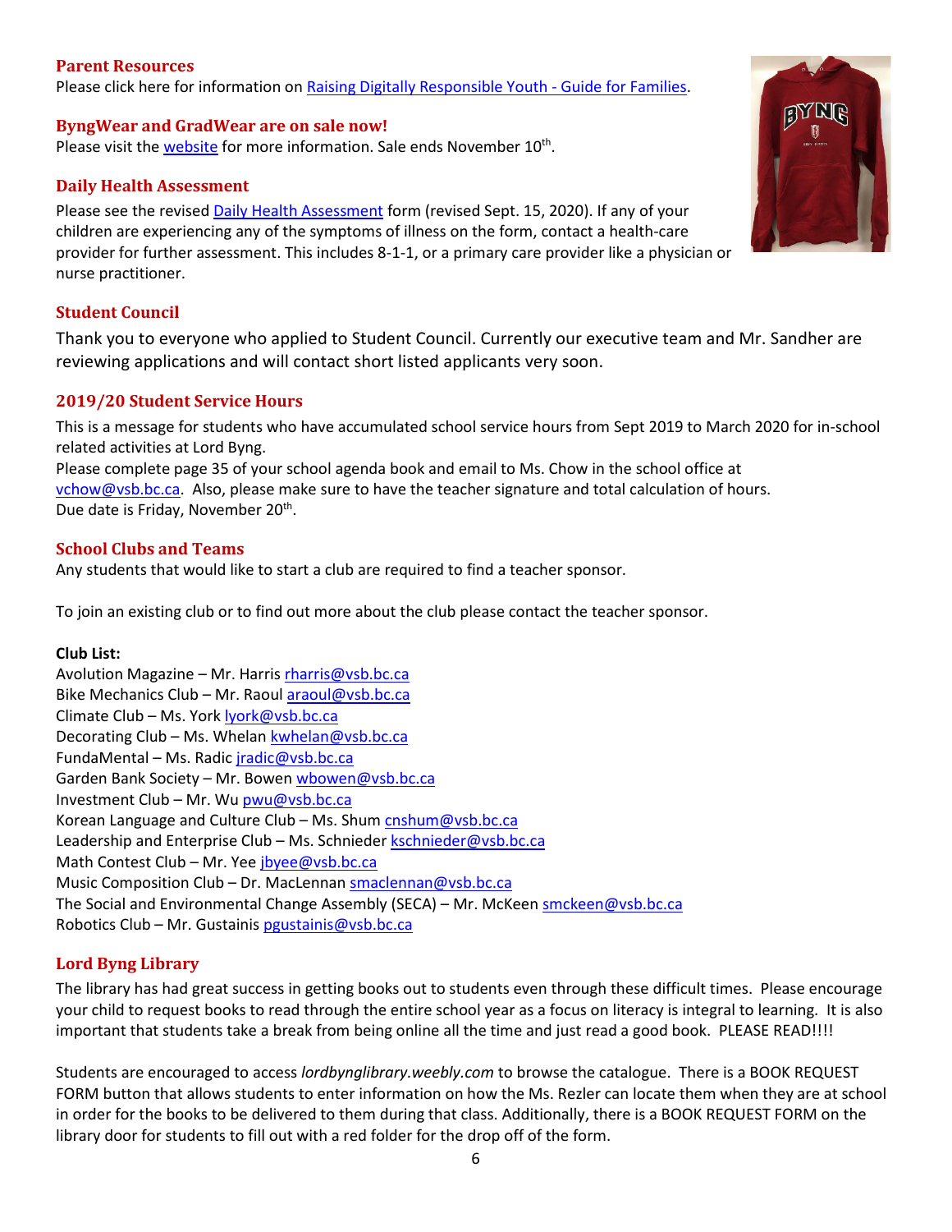## Parent Resources

Please click here for information on Raising Digitally Responsible Youth - Guide for Families.

## ByngWear and GradWear are on sale now!

Please visit the website for more information. Sale ends November 10th.

## Daily Health Assessment

Please see the revised Daily Health Assessment form (revised Sept. 15, 2020). If any of your children are experiencing any of the symptoms of illness on the form, contact a health-care provider for further assessment. This includes 8-1-1, or a primary care provider like a physician or nurse practitioner.

## Student Council

Thank you to everyone who applied to Student Council. Currently our executive team and Mr. Sandher are reviewing applications and will contact short listed applicants very soon.

## 2019/20 Student Service Hours

This is a message for students who have accumulated school service hours from Sept 2019 to March 2020 for in-school related activities at Lord Byng.
Please complete page 35 of your school agenda book and email to Ms. Chow in the school office at vchow@vsb.bc.ca. Also, please make sure to have the teacher signature and total calculation of hours.
Due date is Friday, November 20th.

## School Clubs and Teams

Any students that would like to start a club are required to find a teacher sponsor.

To join an existing club or to find out more about the club please contact the teacher sponsor.

**Club List:**

Avolution Magazine – Mr. Harris rharris@vsb.bc.ca
Bike Mechanics Club – Mr. Raoul araoul@vsb.bc.ca
Climate Club – Ms. York lyork@vsb.bc.ca
Decorating Club – Ms. Whelan kwhelan@vsb.bc.ca
FundaMental – Ms. Radic jradic@vsb.bc.ca
Garden Bank Society – Mr. Bowen wbowen@vsb.bc.ca
Investment Club – Mr. Wu pwu@vsb.bc.ca
Korean Language and Culture Club – Ms. Shum cnshum@vsb.bc.ca
Leadership and Enterprise Club – Ms. Schnieder kschnieder@vsb.bc.ca
Math Contest Club – Mr. Yee jbyee@vsb.bc.ca
Music Composition Club – Dr. MacLennan smaclennan@vsb.bc.ca
The Social and Environmental Change Assembly (SECA) – Mr. McKeen smckeen@vsb.bc.ca
Robotics Club – Mr. Gustainis pgustainis@vsb.bc.ca

## Lord Byng Library

The library has had great success in getting books out to students even through these difficult times. Please encourage your child to request books to read through the entire school year as a focus on literacy is integral to learning. It is also important that students take a break from being online all the time and just read a good book. PLEASE READ!!!!

Students are encouraged to access *lordbynglibrary.weebly.com* to browse the catalogue. There is a BOOK REQUEST FORM button that allows students to enter information on how the Ms. Rezler can locate them when they are at school in order for the books to be delivered to them during that class. Additionally, there is a BOOK REQUEST FORM on the library door for students to fill out with a red folder for the drop off of the form.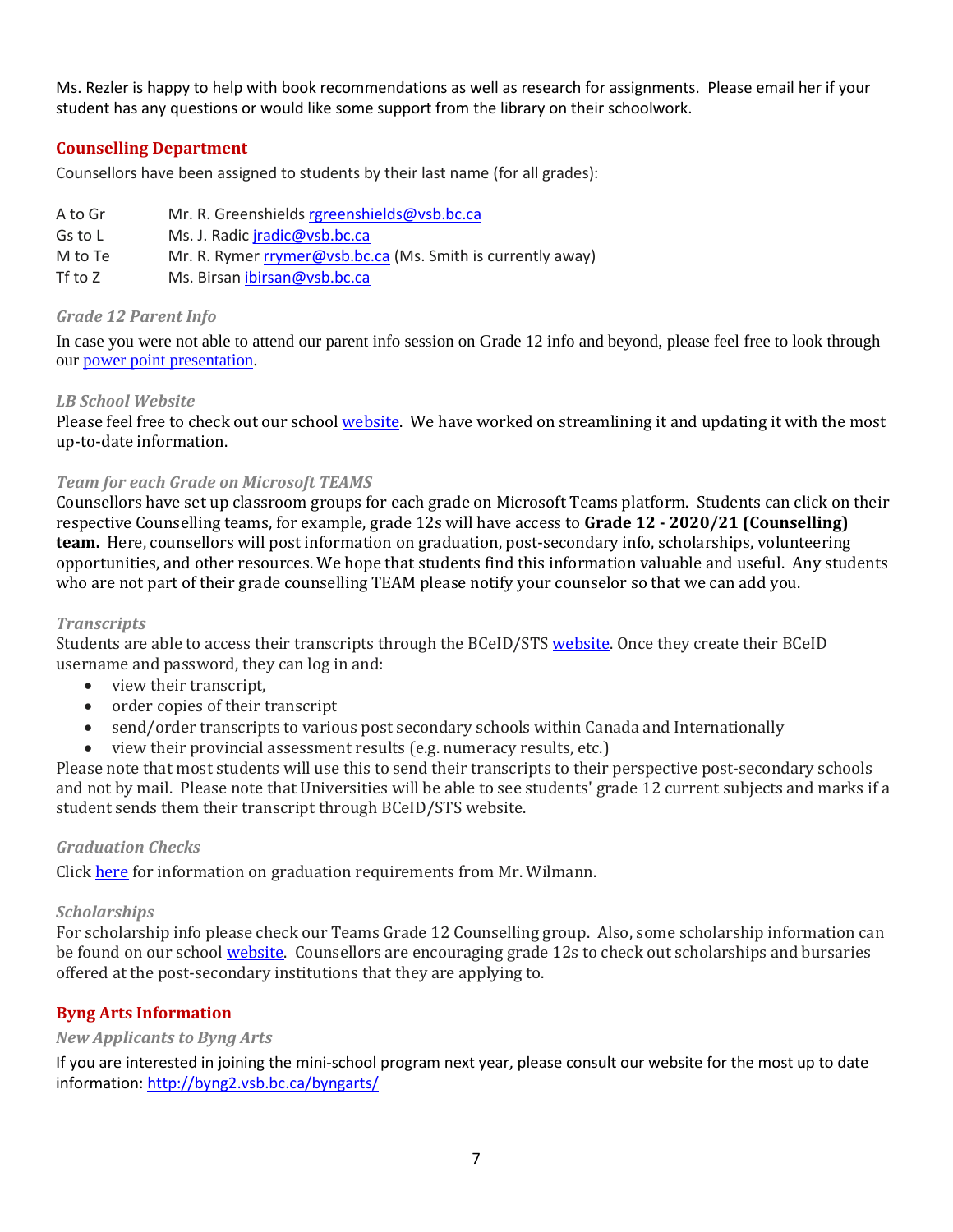Ms. Rezler is happy to help with book recommendations as well as research for assignments. Please email her if your student has any questions or would like some support from the library on their schoolwork.

## Counselling Department

Counsellors have been assigned to students by their last name (for all grades):

| | |
|---|---|
| A to Gr | Mr. R. Greenshields rgreenshields@vsb.bc.ca |
| Gs to L | Ms. J. Radic jradic@vsb.bc.ca |
| M to Te | Mr. R. Rymer rrymer@vsb.bc.ca (Ms. Smith is currently away) |
| Tf to Z | Ms. Birsan ibirsan@vsb.bc.ca |

### *Grade 12 Parent Info*

In case you were not able to attend our parent info session on Grade 12 info and beyond, please feel free to look through our power point presentation.

### *LB School Website*

Please feel free to check out our school website. We have worked on streamlining it and updating it with the most up-to-date information.

### *Team for each Grade on Microsoft TEAMS*

Counsellors have set up classroom groups for each grade on Microsoft Teams platform. Students can click on their respective Counselling teams, for example, grade 12s will have access to **Grade 12 - 2020/21 (Counselling) team.** Here, counsellors will post information on graduation, post-secondary info, scholarships, volunteering opportunities, and other resources. We hope that students find this information valuable and useful. Any students who are not part of their grade counselling TEAM please notify your counselor so that we can add you.

### *Transcripts*

Students are able to access their transcripts through the BCeID/STS website. Once they create their BCeID username and password, they can log in and:

- view their transcript,
- order copies of their transcript
- send/order transcripts to various post secondary schools within Canada and Internationally
- view their provincial assessment results (e.g. numeracy results, etc.)

Please note that most students will use this to send their transcripts to their perspective post-secondary schools and not by mail. Please note that Universities will be able to see students' grade 12 current subjects and marks if a student sends them their transcript through BCeID/STS website.

### *Graduation Checks*

Click here for information on graduation requirements from Mr. Wilmann.

### *Scholarships*

For scholarship info please check our Teams Grade 12 Counselling group. Also, some scholarship information can be found on our school website. Counsellors are encouraging grade 12s to check out scholarships and bursaries offered at the post-secondary institutions that they are applying to.

## Byng Arts Information

### *New Applicants to Byng Arts*

If you are interested in joining the mini-school program next year, please consult our website for the most up to date information: http://byng2.vsb.bc.ca/byngarts/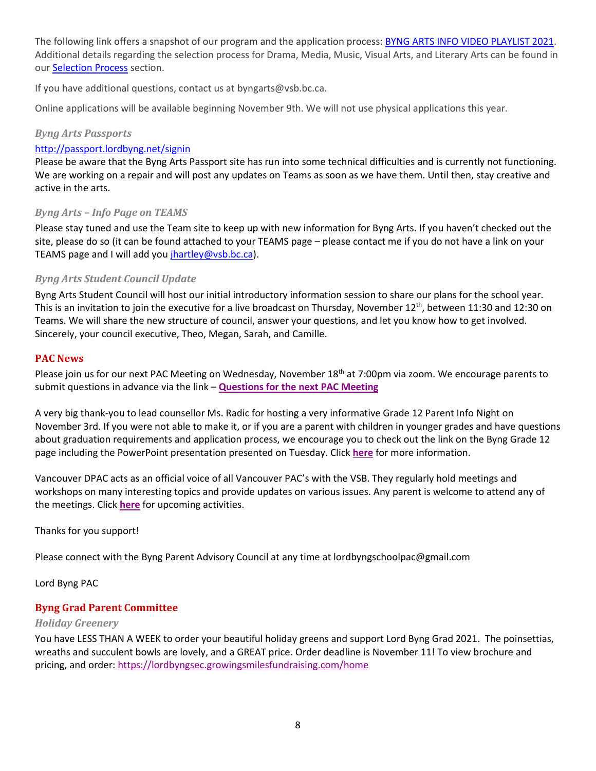The following link offers a snapshot of our program and the application process: [BYNG ARTS INFO VIDEO PLAYLIST 2021](). Additional details regarding the selection process for Drama, Media, Music, Visual Arts, and Literary Arts can be found in our [Selection Process]() section.

If you have additional questions, contact us at byngarts@vsb.bc.ca.

Online applications will be available beginning November 9th. We will not use physical applications this year.

### *Byng Arts Passports*

http://passport.lordbyng.net/signin

Please be aware that the Byng Arts Passport site has run into some technical difficulties and is currently not functioning. We are working on a repair and will post any updates on Teams as soon as we have them. Until then, stay creative and active in the arts.

### *Byng Arts – Info Page on TEAMS*

Please stay tuned and use the Team site to keep up with new information for Byng Arts. If you haven't checked out the site, please do so (it can be found attached to your TEAMS page – please contact me if you do not have a link on your TEAMS page and I will add you jhartley@vsb.bc.ca).

### *Byng Arts Student Council Update*

Byng Arts Student Council will host our initial introductory information session to share our plans for the school year. This is an invitation to join the executive for a live broadcast on Thursday, November 12th, between 11:30 and 12:30 on Teams. We will share the new structure of council, answer your questions, and let you know how to get involved. Sincerely, your council executive, Theo, Megan, Sarah, and Camille.

## PAC News

Please join us for our next PAC Meeting on Wednesday, November 18th at 7:00pm via zoom. We encourage parents to submit questions in advance via the link – **[Questions for the next PAC Meeting]()**

A very big thank-you to lead counsellor Ms. Radic for hosting a very informative Grade 12 Parent Info Night on November 3rd. If you were not able to make it, or if you are a parent with children in younger grades and have questions about graduation requirements and application process, we encourage you to check out the link on the Byng Grade 12 page including the PowerPoint presentation presented on Tuesday. Click **[here]()** for more information.

Vancouver DPAC acts as an official voice of all Vancouver PAC's with the VSB. They regularly hold meetings and workshops on many interesting topics and provide updates on various issues. Any parent is welcome to attend any of the meetings. Click **[here]()** for upcoming activities.

Thanks for you support!

Please connect with the Byng Parent Advisory Council at any time at lordbyngschoolpac@gmail.com

Lord Byng PAC

## Byng Grad Parent Committee

### *Holiday Greenery*

You have LESS THAN A WEEK to order your beautiful holiday greens and support Lord Byng Grad 2021. The poinsettias, wreaths and succulent bowls are lovely, and a GREAT price. Order deadline is November 11! To view brochure and pricing, and order: https://lordbyngsec.growingsmilesfundraising.com/home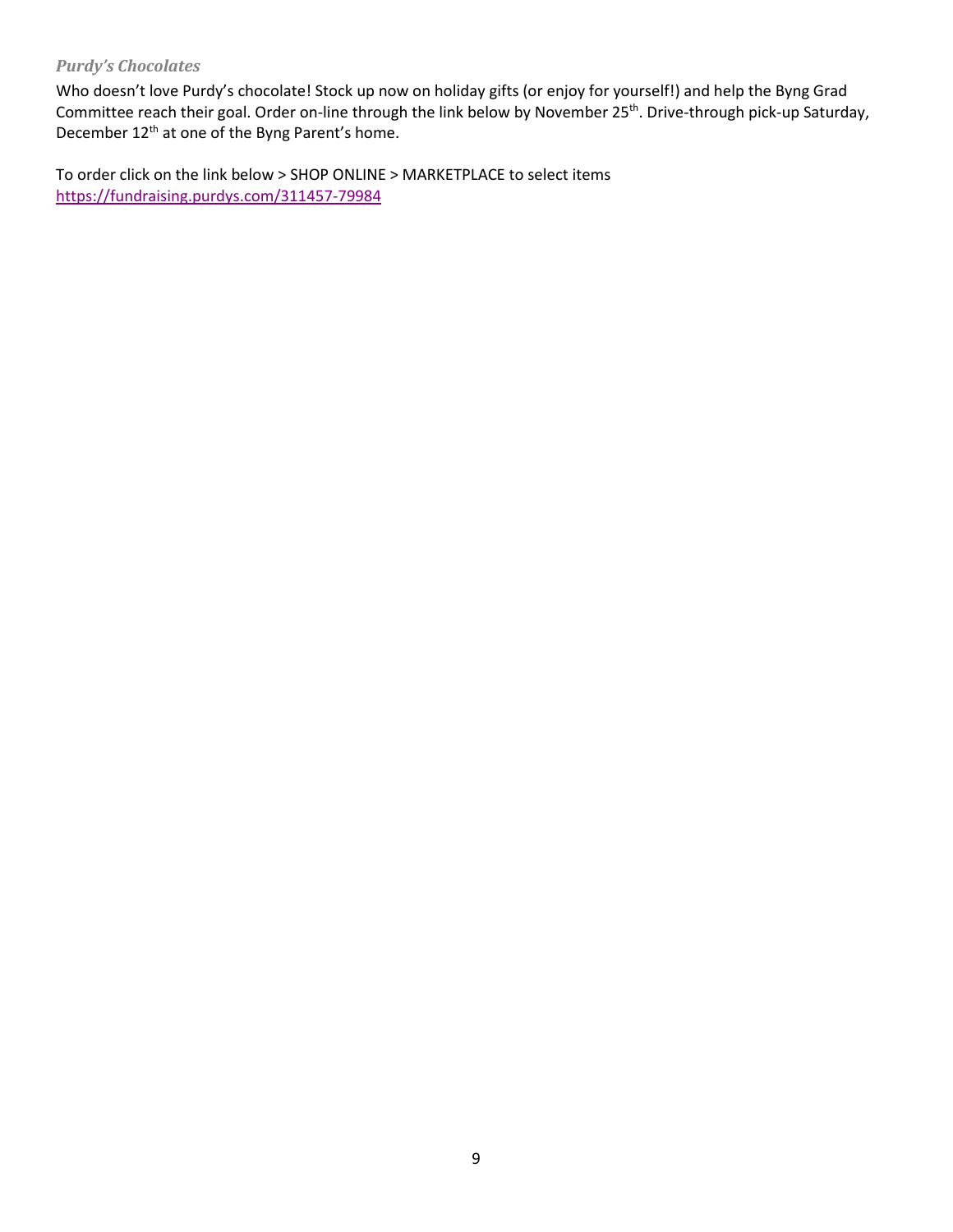### *Purdy's Chocolates*

Who doesn't love Purdy's chocolate! Stock up now on holiday gifts (or enjoy for yourself!) and help the Byng Grad Committee reach their goal. Order on-line through the link below by November 25th. Drive-through pick-up Saturday, December 12th at one of the Byng Parent's home.

To order click on the link below > SHOP ONLINE > MARKETPLACE to select items
https://fundraising.purdys.com/311457-79984